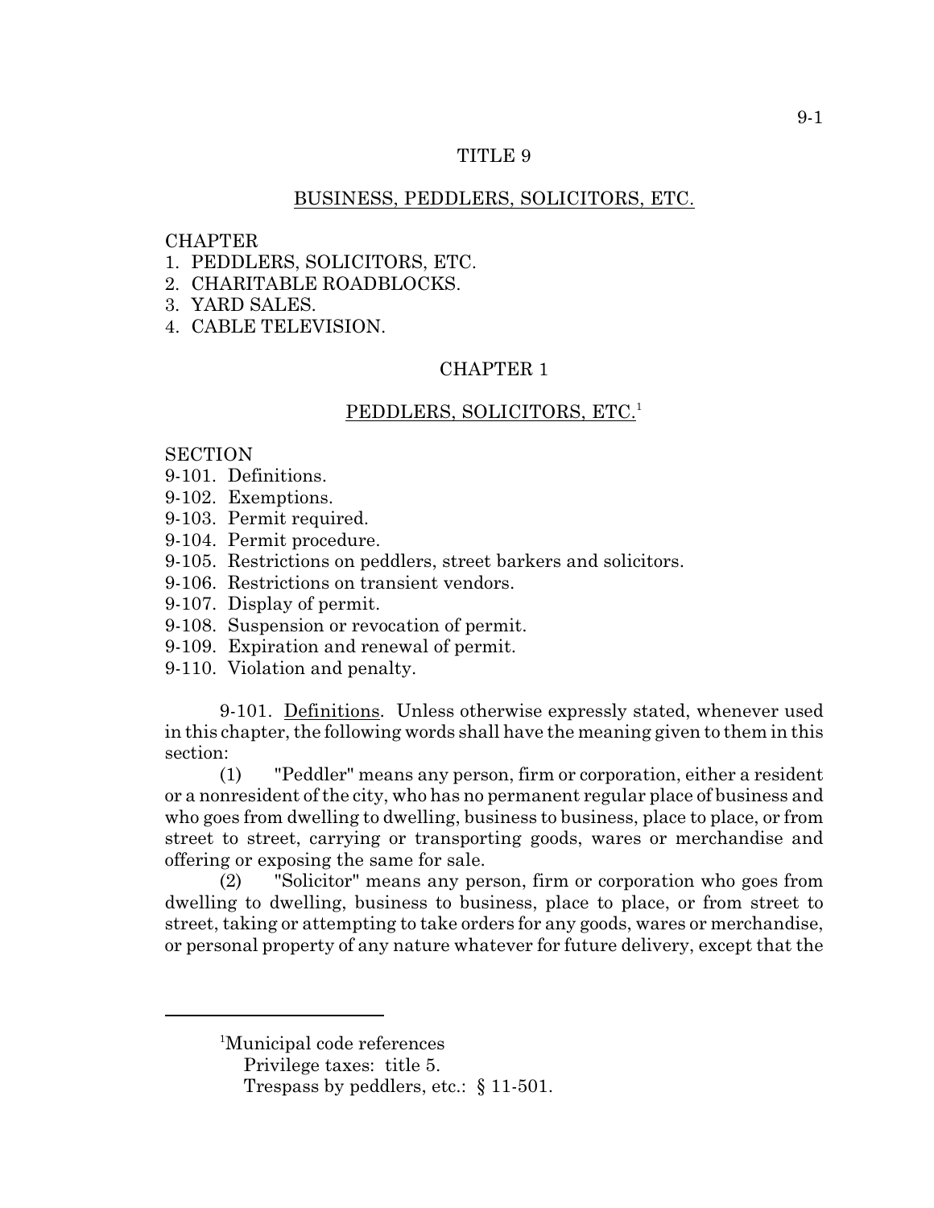# TITLE 9

## BUSINESS, PEDDLERS, SOLICITORS, ETC.

CHAPTER
1. PEDDLERS, SOLICITORS, ETC.
2. CHARITABLE ROADBLOCKS.
3. YARD SALES.
4. CABLE TELEVISION.

## CHAPTER 1

## PEDDLERS, SOLICITORS, ETC.[1]

SECTION
9-101. Definitions.
9-102. Exemptions.
9-103. Permit required.
9-104. Permit procedure.
9-105. Restrictions on peddlers, street barkers and solicitors.
9-106. Restrictions on transient vendors.
9-107. Display of permit.
9-108. Suspension or revocation of permit.
9-109. Expiration and renewal of permit.
9-110. Violation and penalty.

9-101. Definitions. Unless otherwise expressly stated, whenever used in this chapter, the following words shall have the meaning given to them in this section:

(1) "Peddler" means any person, firm or corporation, either a resident or a nonresident of the city, who has no permanent regular place of business and who goes from dwelling to dwelling, business to business, place to place, or from street to street, carrying or transporting goods, wares or merchandise and offering or exposing the same for sale.

(2) "Solicitor" means any person, firm or corporation who goes from dwelling to dwelling, business to business, place to place, or from street to street, taking or attempting to take orders for any goods, wares or merchandise, or personal property of any nature whatever for future delivery, except that the

---

[1]Municipal code references
Privilege taxes: title 5.
Trespass by peddlers, etc.: § 11-501.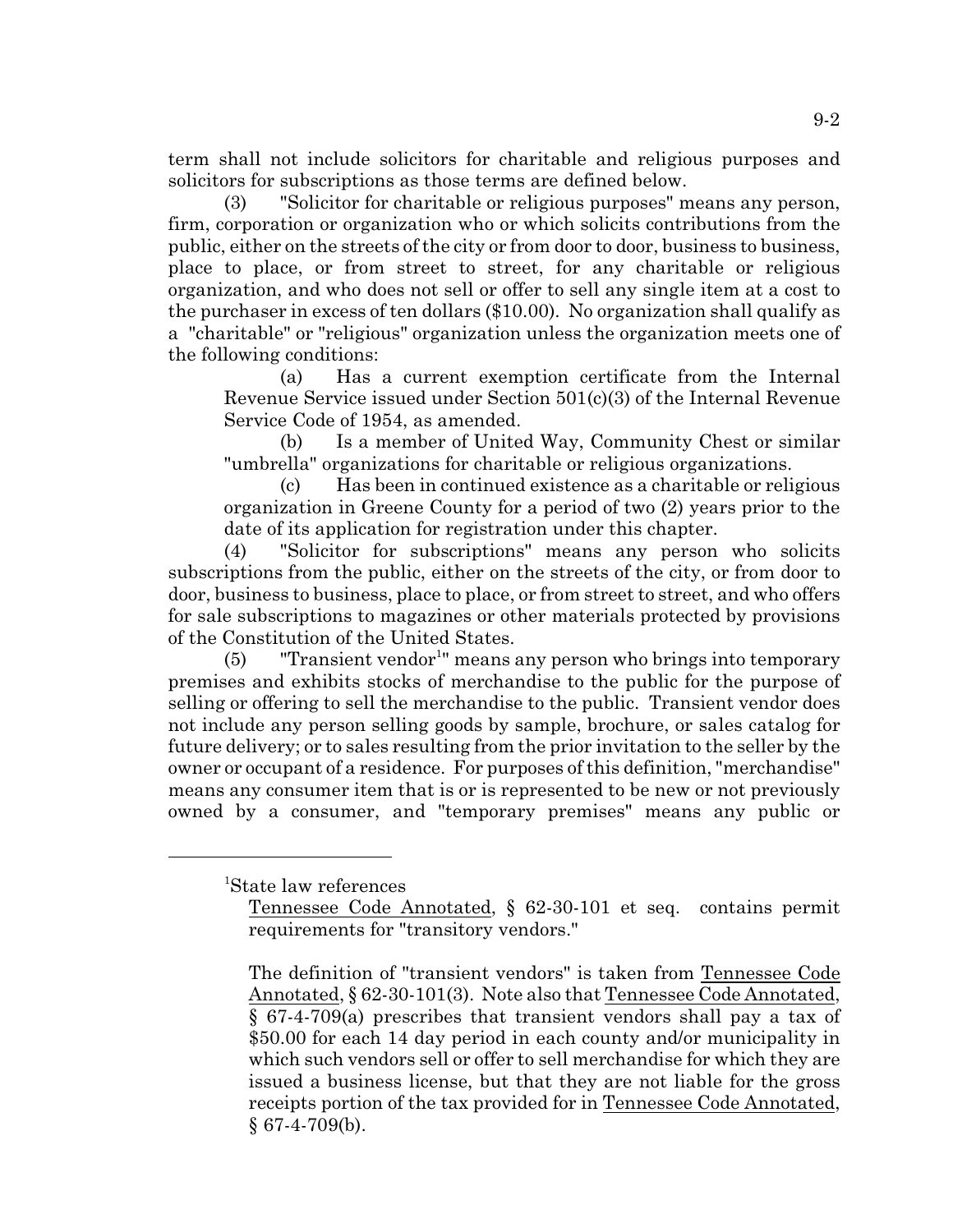term shall not include solicitors for charitable and religious purposes and solicitors for subscriptions as those terms are defined below.

(3) "Solicitor for charitable or religious purposes" means any person, firm, corporation or organization who or which solicits contributions from the public, either on the streets of the city or from door to door, business to business, place to place, or from street to street, for any charitable or religious organization, and who does not sell or offer to sell any single item at a cost to the purchaser in excess of ten dollars ($10.00). No organization shall qualify as a "charitable" or "religious" organization unless the organization meets one of the following conditions:

(a) Has a current exemption certificate from the Internal Revenue Service issued under Section 501(c)(3) of the Internal Revenue Service Code of 1954, as amended.

(b) Is a member of United Way, Community Chest or similar "umbrella" organizations for charitable or religious organizations.

(c) Has been in continued existence as a charitable or religious organization in Greene County for a period of two (2) years prior to the date of its application for registration under this chapter.

(4) "Solicitor for subscriptions" means any person who solicits subscriptions from the public, either on the streets of the city, or from door to door, business to business, place to place, or from street to street, and who offers for sale subscriptions to magazines or other materials protected by provisions of the Constitution of the United States.

(5) "Transient vendor[1]" means any person who brings into temporary premises and exhibits stocks of merchandise to the public for the purpose of selling or offering to sell the merchandise to the public. Transient vendor does not include any person selling goods by sample, brochure, or sales catalog for future delivery; or to sales resulting from the prior invitation to the seller by the owner or occupant of a residence. For purposes of this definition, "merchandise" means any consumer item that is or is represented to be new or not previously owned by a consumer, and "temporary premises" means any public or

---

[1]State law references

Tennessee Code Annotated, § 62-30-101 et seq. contains permit requirements for "transitory vendors."

The definition of "transient vendors" is taken from Tennessee Code Annotated, § 62-30-101(3). Note also that Tennessee Code Annotated, § 67-4-709(a) prescribes that transient vendors shall pay a tax of $50.00 for each 14 day period in each county and/or municipality in which such vendors sell or offer to sell merchandise for which they are issued a business license, but that they are not liable for the gross receipts portion of the tax provided for in Tennessee Code Annotated, § 67-4-709(b).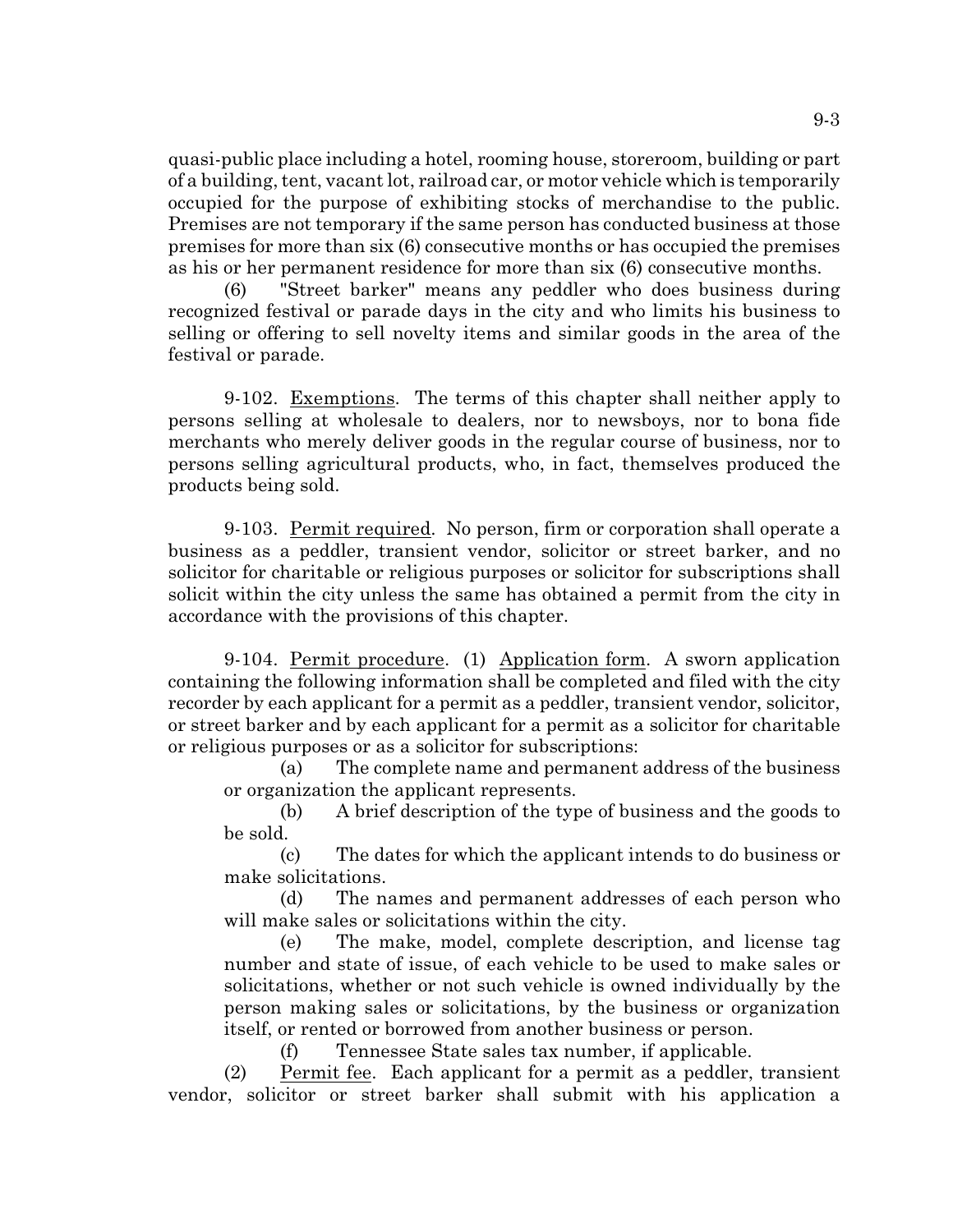quasi-public place including a hotel, rooming house, storeroom, building or part of a building, tent, vacant lot, railroad car, or motor vehicle which is temporarily occupied for the purpose of exhibiting stocks of merchandise to the public. Premises are not temporary if the same person has conducted business at those premises for more than six (6) consecutive months or has occupied the premises as his or her permanent residence for more than six (6) consecutive months.

(6) "Street barker" means any peddler who does business during recognized festival or parade days in the city and who limits his business to selling or offering to sell novelty items and similar goods in the area of the festival or parade.

9-102. Exemptions. The terms of this chapter shall neither apply to persons selling at wholesale to dealers, nor to newsboys, nor to bona fide merchants who merely deliver goods in the regular course of business, nor to persons selling agricultural products, who, in fact, themselves produced the products being sold.

9-103. Permit required. No person, firm or corporation shall operate a business as a peddler, transient vendor, solicitor or street barker, and no solicitor for charitable or religious purposes or solicitor for subscriptions shall solicit within the city unless the same has obtained a permit from the city in accordance with the provisions of this chapter.

9-104. Permit procedure. (1) Application form. A sworn application containing the following information shall be completed and filed with the city recorder by each applicant for a permit as a peddler, transient vendor, solicitor, or street barker and by each applicant for a permit as a solicitor for charitable or religious purposes or as a solicitor for subscriptions:

(a) The complete name and permanent address of the business or organization the applicant represents.

(b) A brief description of the type of business and the goods to be sold.

(c) The dates for which the applicant intends to do business or make solicitations.

(d) The names and permanent addresses of each person who will make sales or solicitations within the city.

(e) The make, model, complete description, and license tag number and state of issue, of each vehicle to be used to make sales or solicitations, whether or not such vehicle is owned individually by the person making sales or solicitations, by the business or organization itself, or rented or borrowed from another business or person.

(f) Tennessee State sales tax number, if applicable.

(2) Permit fee. Each applicant for a permit as a peddler, transient vendor, solicitor or street barker shall submit with his application a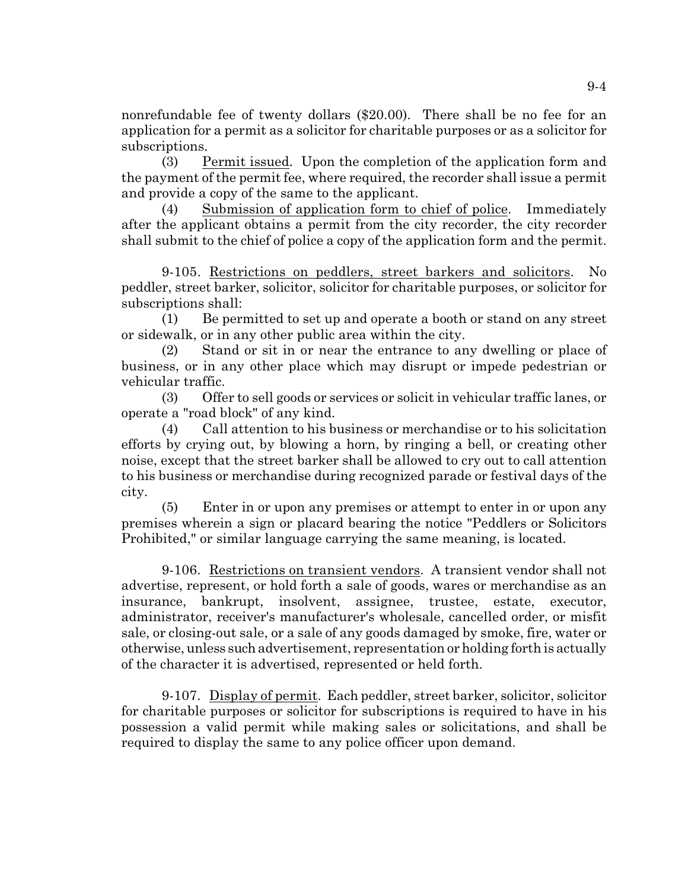nonrefundable fee of twenty dollars ($20.00). There shall be no fee for an application for a permit as a solicitor for charitable purposes or as a solicitor for subscriptions.

(3) Permit issued. Upon the completion of the application form and the payment of the permit fee, where required, the recorder shall issue a permit and provide a copy of the same to the applicant.

(4) Submission of application form to chief of police. Immediately after the applicant obtains a permit from the city recorder, the city recorder shall submit to the chief of police a copy of the application form and the permit.

9-105. Restrictions on peddlers, street barkers and solicitors. No peddler, street barker, solicitor, solicitor for charitable purposes, or solicitor for subscriptions shall:

(1) Be permitted to set up and operate a booth or stand on any street or sidewalk, or in any other public area within the city.

(2) Stand or sit in or near the entrance to any dwelling or place of business, or in any other place which may disrupt or impede pedestrian or vehicular traffic.

(3) Offer to sell goods or services or solicit in vehicular traffic lanes, or operate a "road block" of any kind.

(4) Call attention to his business or merchandise or to his solicitation efforts by crying out, by blowing a horn, by ringing a bell, or creating other noise, except that the street barker shall be allowed to cry out to call attention to his business or merchandise during recognized parade or festival days of the city.

(5) Enter in or upon any premises or attempt to enter in or upon any premises wherein a sign or placard bearing the notice "Peddlers or Solicitors Prohibited," or similar language carrying the same meaning, is located.

9-106. Restrictions on transient vendors. A transient vendor shall not advertise, represent, or hold forth a sale of goods, wares or merchandise as an insurance, bankrupt, insolvent, assignee, trustee, estate, executor, administrator, receiver's manufacturer's wholesale, cancelled order, or misfit sale, or closing-out sale, or a sale of any goods damaged by smoke, fire, water or otherwise, unless such advertisement, representation or holding forth is actually of the character it is advertised, represented or held forth.

9-107. Display of permit. Each peddler, street barker, solicitor, solicitor for charitable purposes or solicitor for subscriptions is required to have in his possession a valid permit while making sales or solicitations, and shall be required to display the same to any police officer upon demand.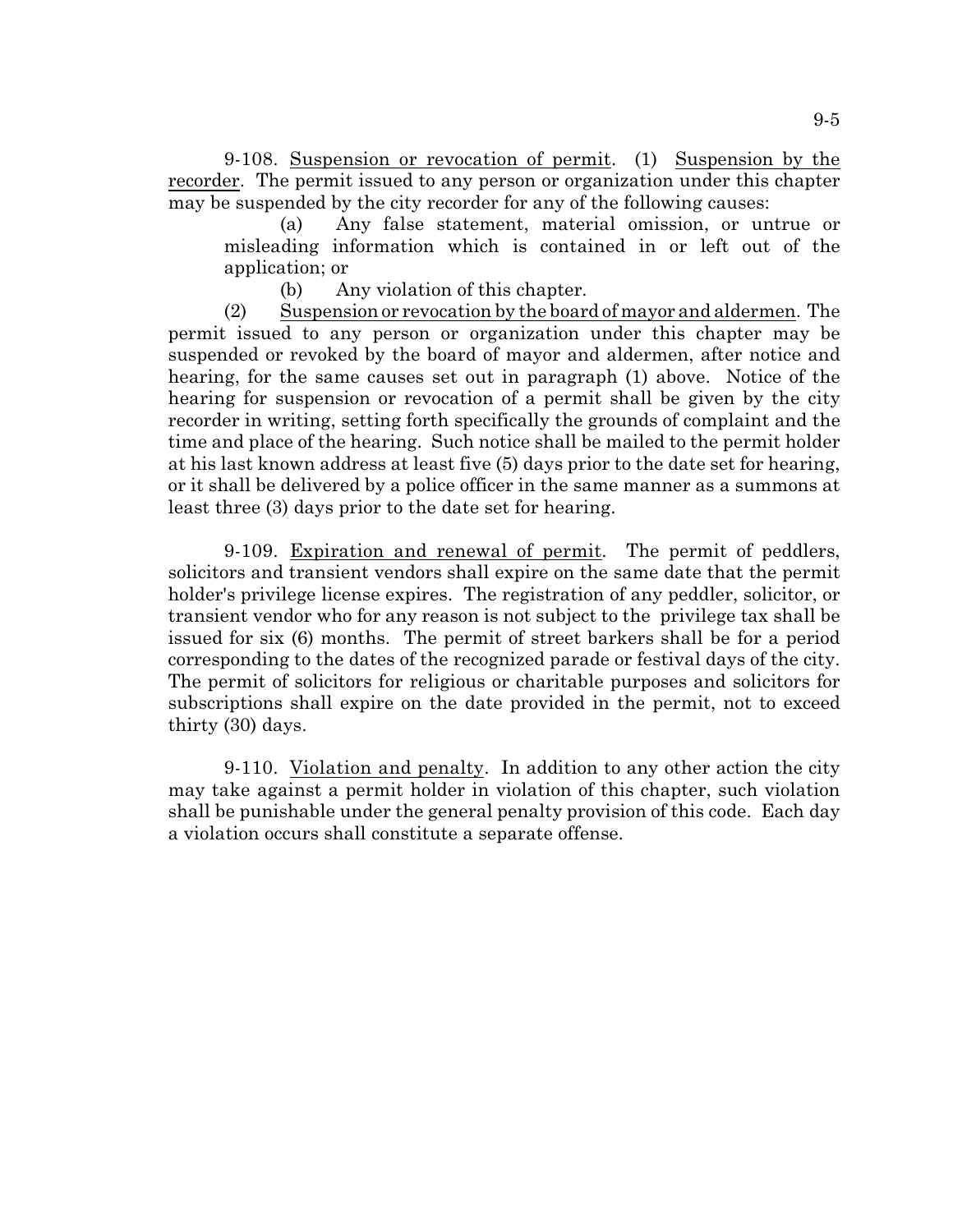9-108. Suspension or revocation of permit. (1) Suspension by the recorder. The permit issued to any person or organization under this chapter may be suspended by the city recorder for any of the following causes:

(a) Any false statement, material omission, or untrue or misleading information which is contained in or left out of the application; or

(b) Any violation of this chapter.

(2) Suspension or revocation by the board of mayor and aldermen. The permit issued to any person or organization under this chapter may be suspended or revoked by the board of mayor and aldermen, after notice and hearing, for the same causes set out in paragraph (1) above. Notice of the hearing for suspension or revocation of a permit shall be given by the city recorder in writing, setting forth specifically the grounds of complaint and the time and place of the hearing. Such notice shall be mailed to the permit holder at his last known address at least five (5) days prior to the date set for hearing, or it shall be delivered by a police officer in the same manner as a summons at least three (3) days prior to the date set for hearing.

9-109. Expiration and renewal of permit. The permit of peddlers, solicitors and transient vendors shall expire on the same date that the permit holder's privilege license expires. The registration of any peddler, solicitor, or transient vendor who for any reason is not subject to the privilege tax shall be issued for six (6) months. The permit of street barkers shall be for a period corresponding to the dates of the recognized parade or festival days of the city. The permit of solicitors for religious or charitable purposes and solicitors for subscriptions shall expire on the date provided in the permit, not to exceed thirty (30) days.

9-110. Violation and penalty. In addition to any other action the city may take against a permit holder in violation of this chapter, such violation shall be punishable under the general penalty provision of this code. Each day a violation occurs shall constitute a separate offense.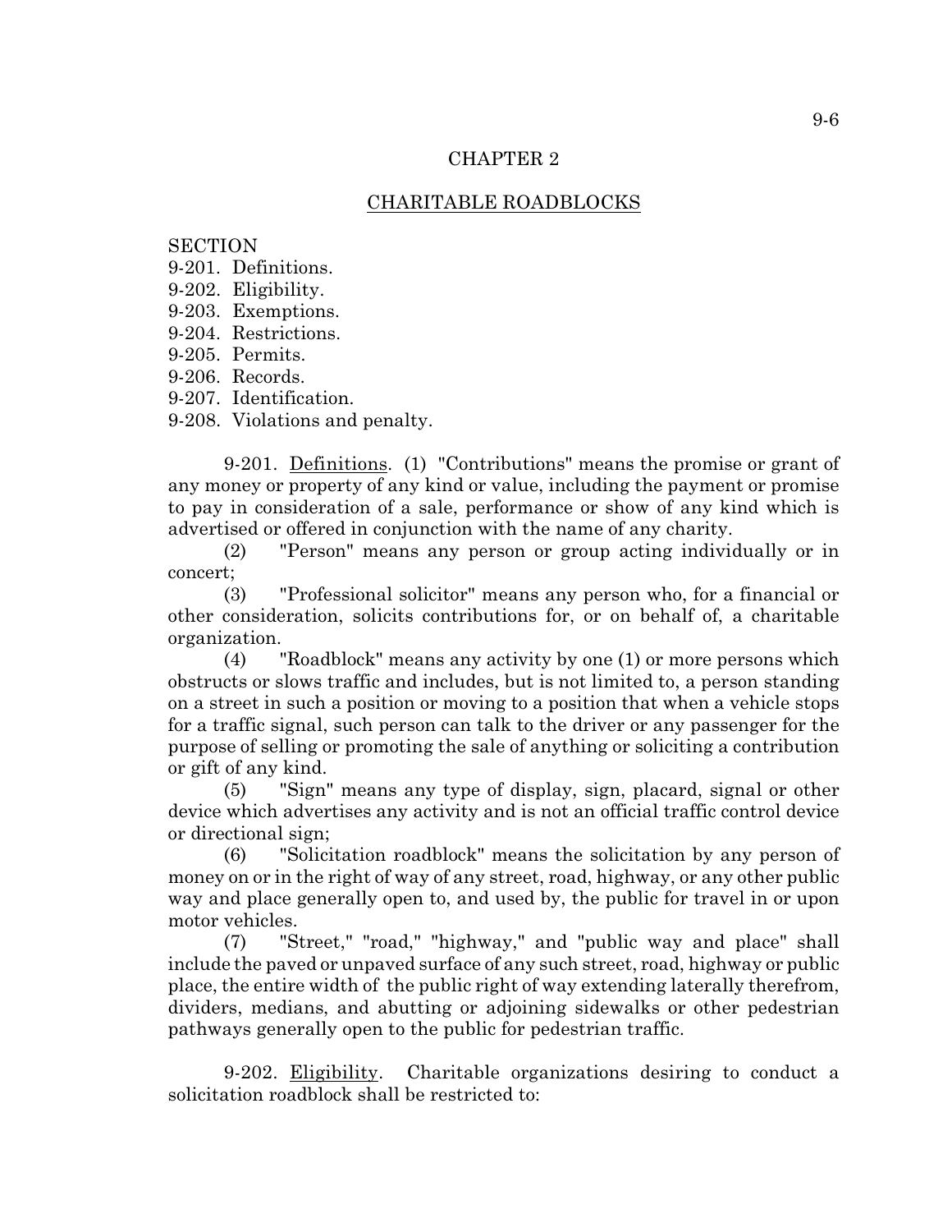## CHAPTER 2

## CHARITABLE ROADBLOCKS

SECTION
9-201. Definitions.
9-202. Eligibility.
9-203. Exemptions.
9-204. Restrictions.
9-205. Permits.
9-206. Records.
9-207. Identification.
9-208. Violations and penalty.

9-201. Definitions. (1) "Contributions" means the promise or grant of any money or property of any kind or value, including the payment or promise to pay in consideration of a sale, performance or show of any kind which is advertised or offered in conjunction with the name of any charity.

(2) "Person" means any person or group acting individually or in concert;

(3) "Professional solicitor" means any person who, for a financial or other consideration, solicits contributions for, or on behalf of, a charitable organization.

(4) "Roadblock" means any activity by one (1) or more persons which obstructs or slows traffic and includes, but is not limited to, a person standing on a street in such a position or moving to a position that when a vehicle stops for a traffic signal, such person can talk to the driver or any passenger for the purpose of selling or promoting the sale of anything or soliciting a contribution or gift of any kind.

(5) "Sign" means any type of display, sign, placard, signal or other device which advertises any activity and is not an official traffic control device or directional sign;

(6) "Solicitation roadblock" means the solicitation by any person of money on or in the right of way of any street, road, highway, or any other public way and place generally open to, and used by, the public for travel in or upon motor vehicles.

(7) "Street," "road," "highway," and "public way and place" shall include the paved or unpaved surface of any such street, road, highway or public place, the entire width of the public right of way extending laterally therefrom, dividers, medians, and abutting or adjoining sidewalks or other pedestrian pathways generally open to the public for pedestrian traffic.

9-202. Eligibility. Charitable organizations desiring to conduct a solicitation roadblock shall be restricted to: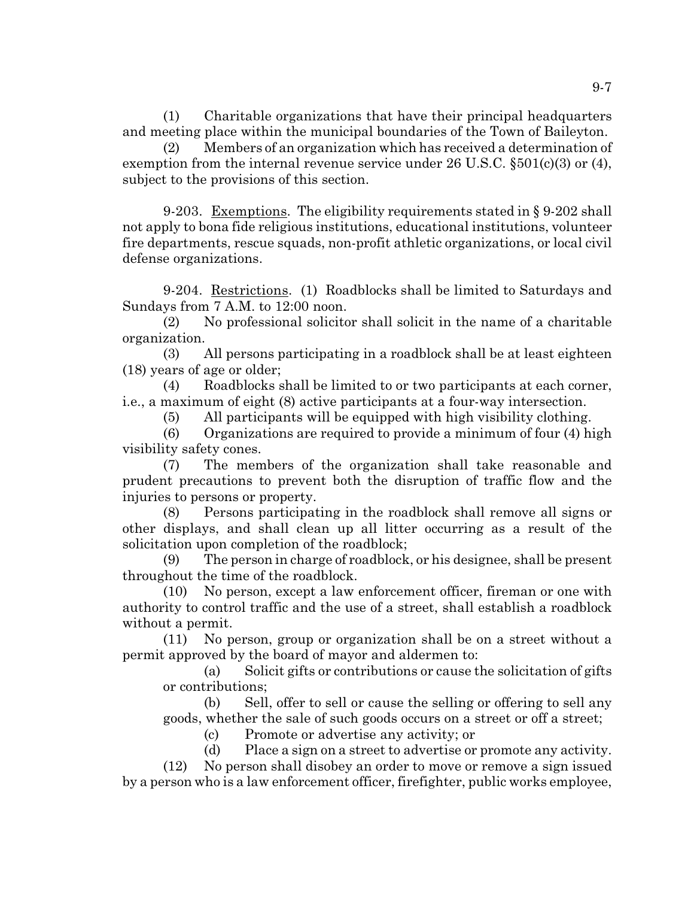(1) Charitable organizations that have their principal headquarters and meeting place within the municipal boundaries of the Town of Baileyton.

(2) Members of an organization which has received a determination of exemption from the internal revenue service under 26 U.S.C. §501(c)(3) or (4), subject to the provisions of this section.

9-203. Exemptions. The eligibility requirements stated in § 9-202 shall not apply to bona fide religious institutions, educational institutions, volunteer fire departments, rescue squads, non-profit athletic organizations, or local civil defense organizations.

9-204. Restrictions. (1) Roadblocks shall be limited to Saturdays and Sundays from 7 A.M. to 12:00 noon.

(2) No professional solicitor shall solicit in the name of a charitable organization.

(3) All persons participating in a roadblock shall be at least eighteen (18) years of age or older;

(4) Roadblocks shall be limited to or two participants at each corner, i.e., a maximum of eight (8) active participants at a four-way intersection.

(5) All participants will be equipped with high visibility clothing.

(6) Organizations are required to provide a minimum of four (4) high visibility safety cones.

(7) The members of the organization shall take reasonable and prudent precautions to prevent both the disruption of traffic flow and the injuries to persons or property.

(8) Persons participating in the roadblock shall remove all signs or other displays, and shall clean up all litter occurring as a result of the solicitation upon completion of the roadblock;

(9) The person in charge of roadblock, or his designee, shall be present throughout the time of the roadblock.

(10) No person, except a law enforcement officer, fireman or one with authority to control traffic and the use of a street, shall establish a roadblock without a permit.

(11) No person, group or organization shall be on a street without a permit approved by the board of mayor and aldermen to:

(a) Solicit gifts or contributions or cause the solicitation of gifts or contributions;

(b) Sell, offer to sell or cause the selling or offering to sell any goods, whether the sale of such goods occurs on a street or off a street;

(c) Promote or advertise any activity; or

(d) Place a sign on a street to advertise or promote any activity.

(12) No person shall disobey an order to move or remove a sign issued by a person who is a law enforcement officer, firefighter, public works employee,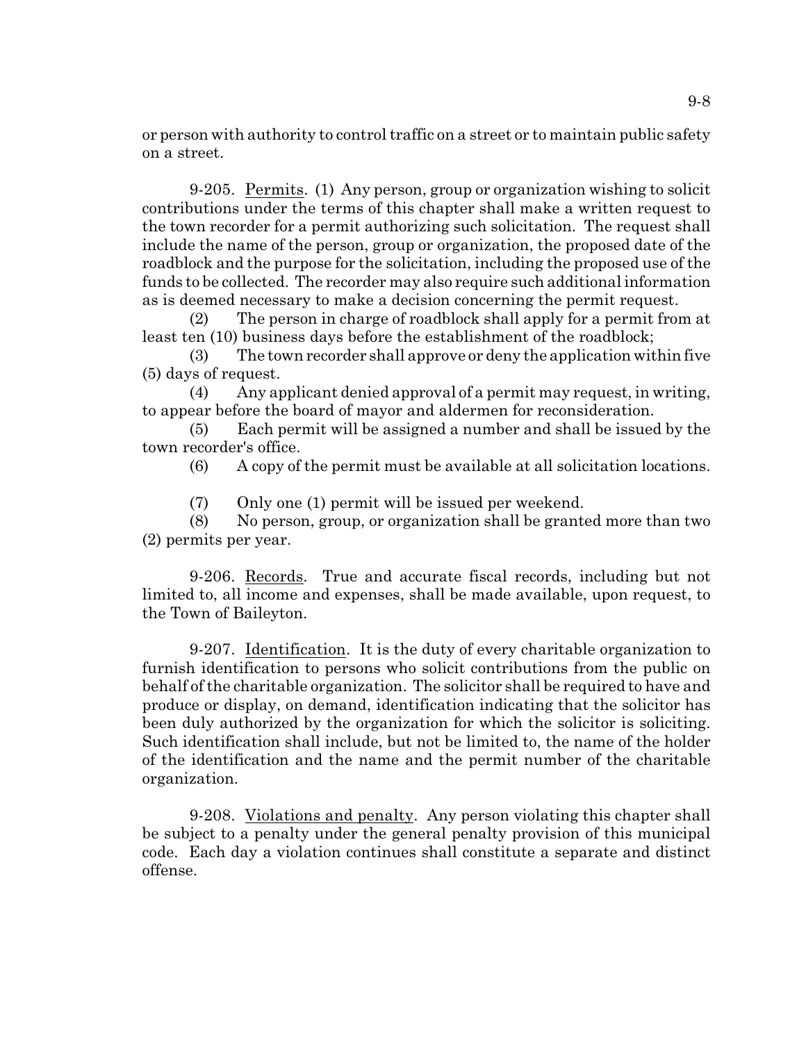or person with authority to control traffic on a street or to maintain public safety on a street.

9-205. Permits. (1) Any person, group or organization wishing to solicit contributions under the terms of this chapter shall make a written request to the town recorder for a permit authorizing such solicitation. The request shall include the name of the person, group or organization, the proposed date of the roadblock and the purpose for the solicitation, including the proposed use of the funds to be collected. The recorder may also require such additional information as is deemed necessary to make a decision concerning the permit request.

(2) The person in charge of roadblock shall apply for a permit from at least ten (10) business days before the establishment of the roadblock;

(3) The town recorder shall approve or deny the application within five (5) days of request.

(4) Any applicant denied approval of a permit may request, in writing, to appear before the board of mayor and aldermen for reconsideration.

(5) Each permit will be assigned a number and shall be issued by the town recorder's office.

(6) A copy of the permit must be available at all solicitation locations.

(7) Only one (1) permit will be issued per weekend.

(8) No person, group, or organization shall be granted more than two (2) permits per year.

9-206. Records. True and accurate fiscal records, including but not limited to, all income and expenses, shall be made available, upon request, to the Town of Baileyton.

9-207. Identification. It is the duty of every charitable organization to furnish identification to persons who solicit contributions from the public on behalf of the charitable organization. The solicitor shall be required to have and produce or display, on demand, identification indicating that the solicitor has been duly authorized by the organization for which the solicitor is soliciting. Such identification shall include, but not be limited to, the name of the holder of the identification and the name and the permit number of the charitable organization.

9-208. Violations and penalty. Any person violating this chapter shall be subject to a penalty under the general penalty provision of this municipal code. Each day a violation continues shall constitute a separate and distinct offense.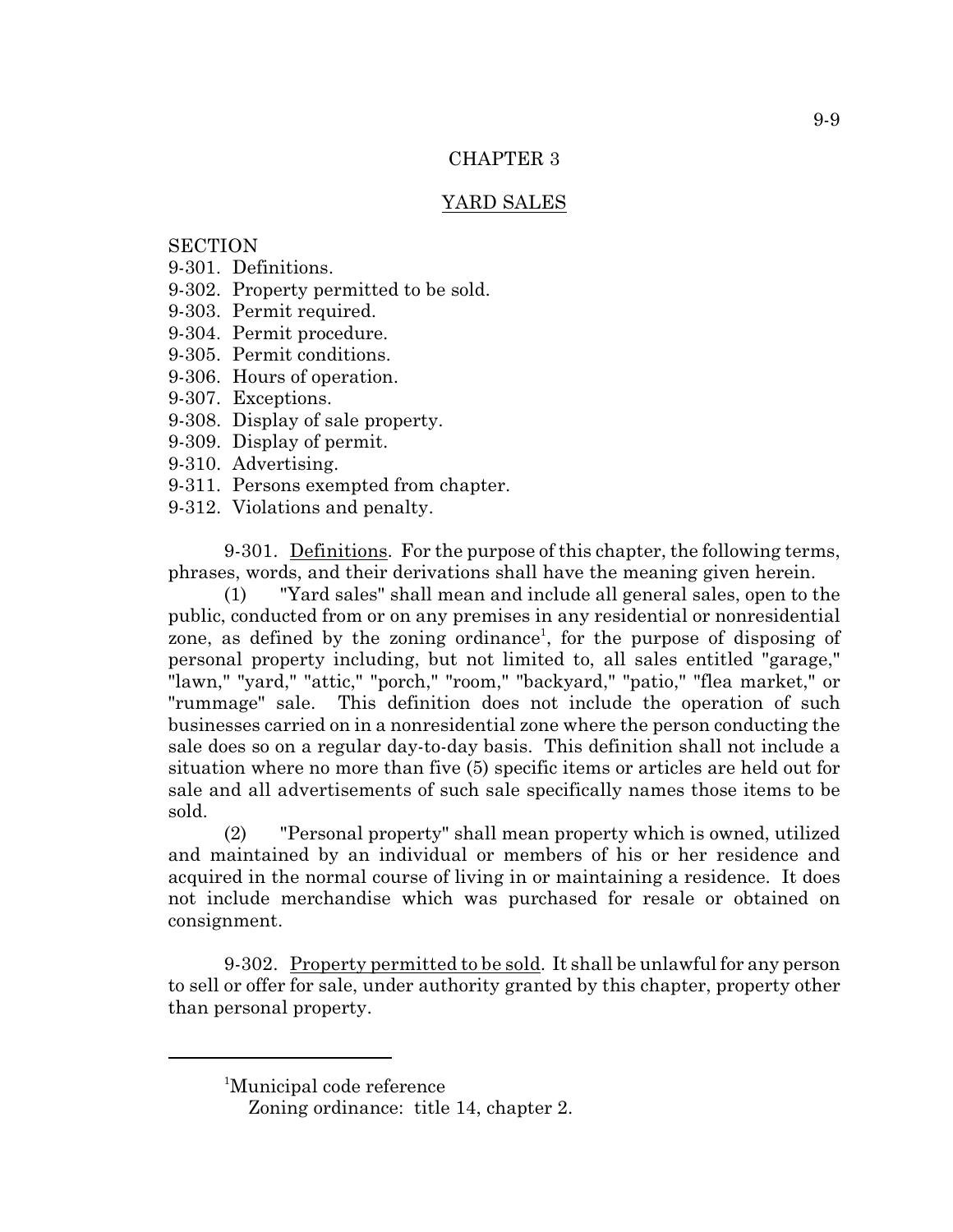## CHAPTER 3

## YARD SALES

SECTION
9-301. Definitions.
9-302. Property permitted to be sold.
9-303. Permit required.
9-304. Permit procedure.
9-305. Permit conditions.
9-306. Hours of operation.
9-307. Exceptions.
9-308. Display of sale property.
9-309. Display of permit.
9-310. Advertising.
9-311. Persons exempted from chapter.
9-312. Violations and penalty.

9-301. Definitions. For the purpose of this chapter, the following terms, phrases, words, and their derivations shall have the meaning given herein.

(1) "Yard sales" shall mean and include all general sales, open to the public, conducted from or on any premises in any residential or nonresidential zone, as defined by the zoning ordinance[1], for the purpose of disposing of personal property including, but not limited to, all sales entitled "garage," "lawn," "yard," "attic," "porch," "room," "backyard," "patio," "flea market," or "rummage" sale. This definition does not include the operation of such businesses carried on in a nonresidential zone where the person conducting the sale does so on a regular day-to-day basis. This definition shall not include a situation where no more than five (5) specific items or articles are held out for sale and all advertisements of such sale specifically names those items to be sold.

(2) "Personal property" shall mean property which is owned, utilized and maintained by an individual or members of his or her residence and acquired in the normal course of living in or maintaining a residence. It does not include merchandise which was purchased for resale or obtained on consignment.

9-302. Property permitted to be sold. It shall be unlawful for any person to sell or offer for sale, under authority granted by this chapter, property other than personal property.

---

[1]Municipal code reference
Zoning ordinance: title 14, chapter 2.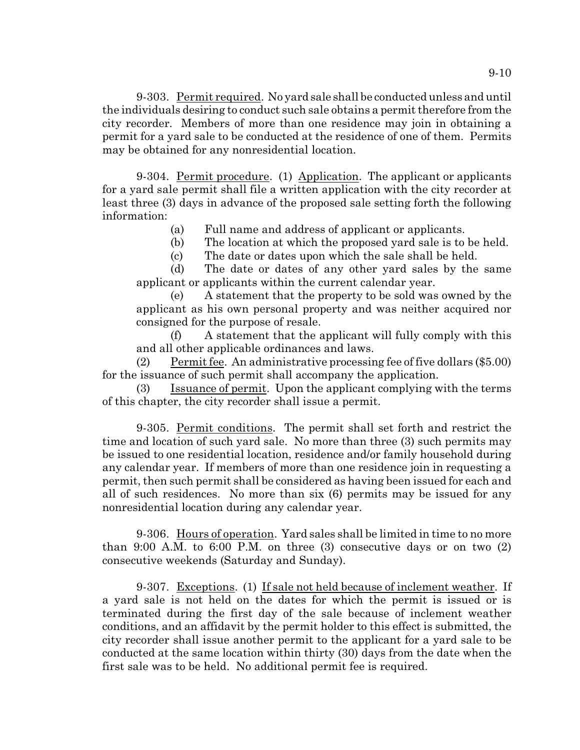9-303. Permit required. No yard sale shall be conducted unless and until the individuals desiring to conduct such sale obtains a permit therefore from the city recorder. Members of more than one residence may join in obtaining a permit for a yard sale to be conducted at the residence of one of them. Permits may be obtained for any nonresidential location.

9-304. Permit procedure. (1) Application. The applicant or applicants for a yard sale permit shall file a written application with the city recorder at least three (3) days in advance of the proposed sale setting forth the following information:

(a) Full name and address of applicant or applicants.

(b) The location at which the proposed yard sale is to be held.

(c) The date or dates upon which the sale shall be held.

(d) The date or dates of any other yard sales by the same applicant or applicants within the current calendar year.

(e) A statement that the property to be sold was owned by the applicant as his own personal property and was neither acquired nor consigned for the purpose of resale.

(f) A statement that the applicant will fully comply with this and all other applicable ordinances and laws.

(2) Permit fee. An administrative processing fee of five dollars ($5.00) for the issuance of such permit shall accompany the application.

(3) Issuance of permit. Upon the applicant complying with the terms of this chapter, the city recorder shall issue a permit.

9-305. Permit conditions. The permit shall set forth and restrict the time and location of such yard sale. No more than three (3) such permits may be issued to one residential location, residence and/or family household during any calendar year. If members of more than one residence join in requesting a permit, then such permit shall be considered as having been issued for each and all of such residences. No more than six (6) permits may be issued for any nonresidential location during any calendar year.

9-306. Hours of operation. Yard sales shall be limited in time to no more than 9:00 A.M. to 6:00 P.M. on three (3) consecutive days or on two (2) consecutive weekends (Saturday and Sunday).

9-307. Exceptions. (1) If sale not held because of inclement weather. If a yard sale is not held on the dates for which the permit is issued or is terminated during the first day of the sale because of inclement weather conditions, and an affidavit by the permit holder to this effect is submitted, the city recorder shall issue another permit to the applicant for a yard sale to be conducted at the same location within thirty (30) days from the date when the first sale was to be held. No additional permit fee is required.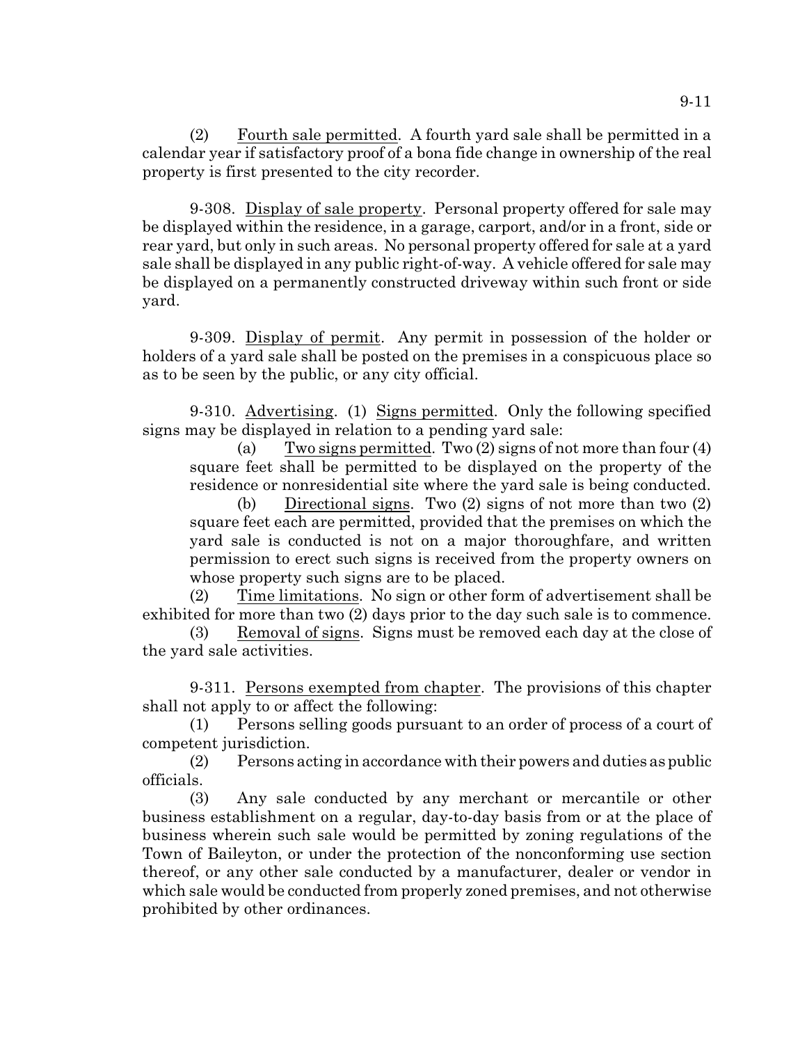(2) Fourth sale permitted. A fourth yard sale shall be permitted in a calendar year if satisfactory proof of a bona fide change in ownership of the real property is first presented to the city recorder.

9-308. Display of sale property. Personal property offered for sale may be displayed within the residence, in a garage, carport, and/or in a front, side or rear yard, but only in such areas. No personal property offered for sale at a yard sale shall be displayed in any public right-of-way. A vehicle offered for sale may be displayed on a permanently constructed driveway within such front or side yard.

9-309. Display of permit. Any permit in possession of the holder or holders of a yard sale shall be posted on the premises in a conspicuous place so as to be seen by the public, or any city official.

9-310. Advertising. (1) Signs permitted. Only the following specified signs may be displayed in relation to a pending yard sale:

(a) Two signs permitted. Two (2) signs of not more than four (4) square feet shall be permitted to be displayed on the property of the residence or nonresidential site where the yard sale is being conducted.

(b) Directional signs. Two (2) signs of not more than two (2) square feet each are permitted, provided that the premises on which the yard sale is conducted is not on a major thoroughfare, and written permission to erect such signs is received from the property owners on whose property such signs are to be placed.

(2) Time limitations. No sign or other form of advertisement shall be exhibited for more than two (2) days prior to the day such sale is to commence.

(3) Removal of signs. Signs must be removed each day at the close of the yard sale activities.

9-311. Persons exempted from chapter. The provisions of this chapter shall not apply to or affect the following:

(1) Persons selling goods pursuant to an order of process of a court of competent jurisdiction.

(2) Persons acting in accordance with their powers and duties as public officials.

(3) Any sale conducted by any merchant or mercantile or other business establishment on a regular, day-to-day basis from or at the place of business wherein such sale would be permitted by zoning regulations of the Town of Baileyton, or under the protection of the nonconforming use section thereof, or any other sale conducted by a manufacturer, dealer or vendor in which sale would be conducted from properly zoned premises, and not otherwise prohibited by other ordinances.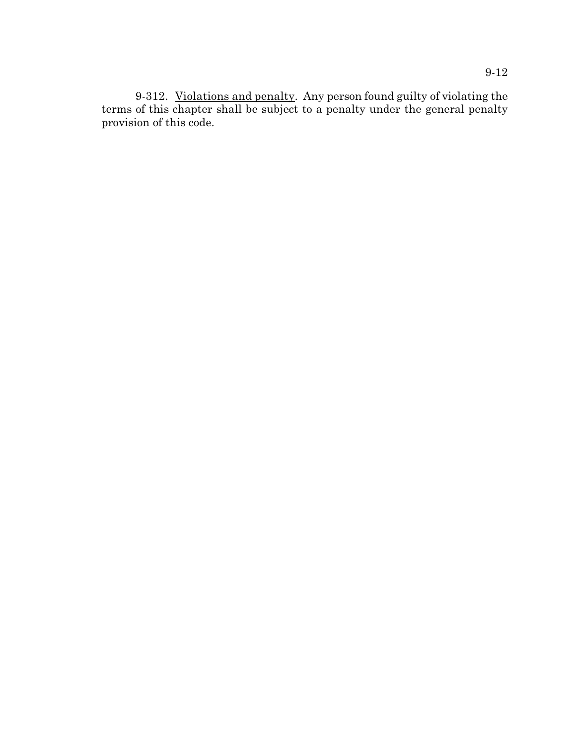9-312. Violations and penalty. Any person found guilty of violating the terms of this chapter shall be subject to a penalty under the general penalty provision of this code.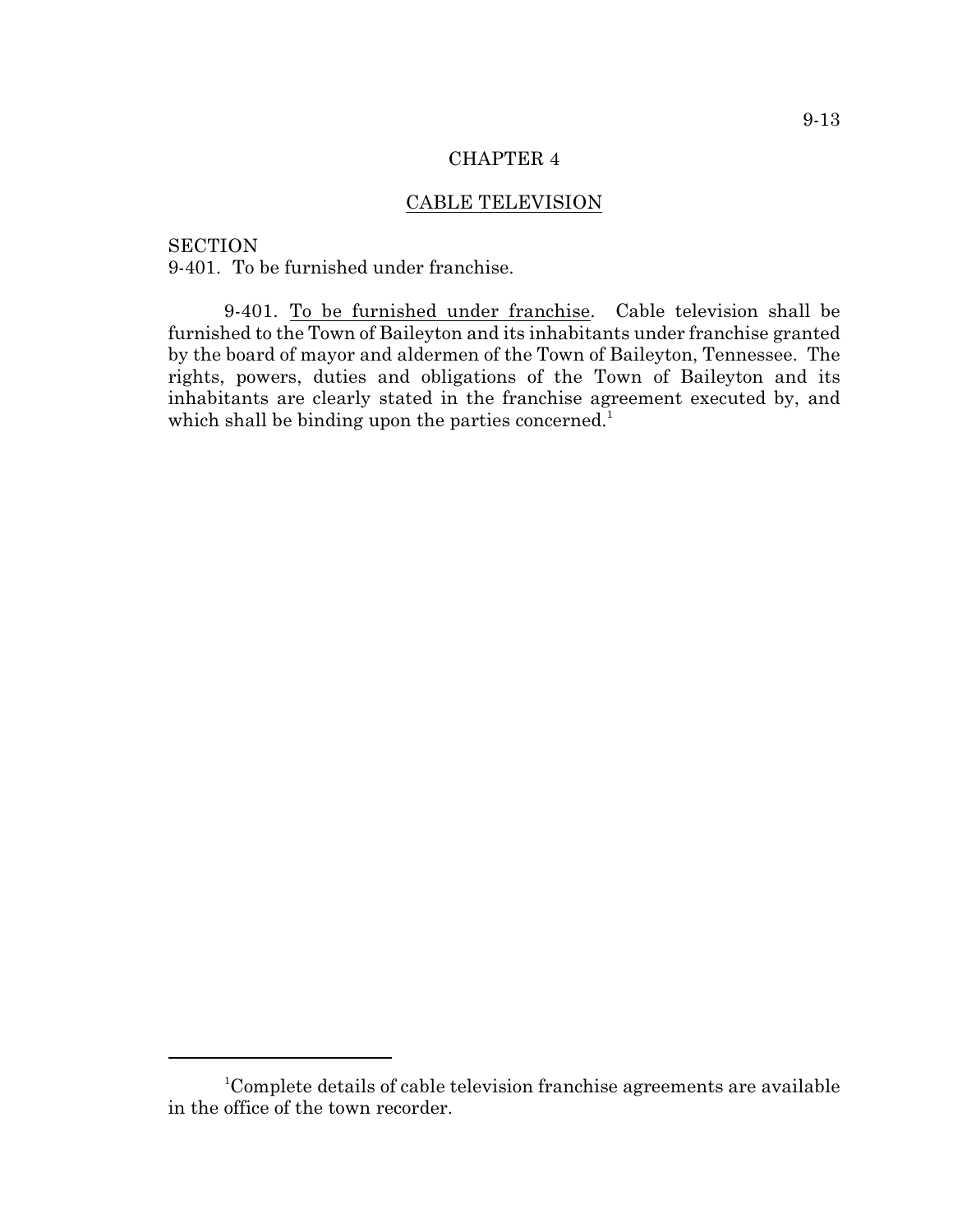# CHAPTER 4

## CABLE TELEVISION

SECTION
9-401. To be furnished under franchise.

9-401. To be furnished under franchise. Cable television shall be furnished to the Town of Baileyton and its inhabitants under franchise granted by the board of mayor and aldermen of the Town of Baileyton, Tennessee. The rights, powers, duties and obligations of the Town of Baileyton and its inhabitants are clearly stated in the franchise agreement executed by, and which shall be binding upon the parties concerned.[1]

---

[1]Complete details of cable television franchise agreements are available in the office of the town recorder.